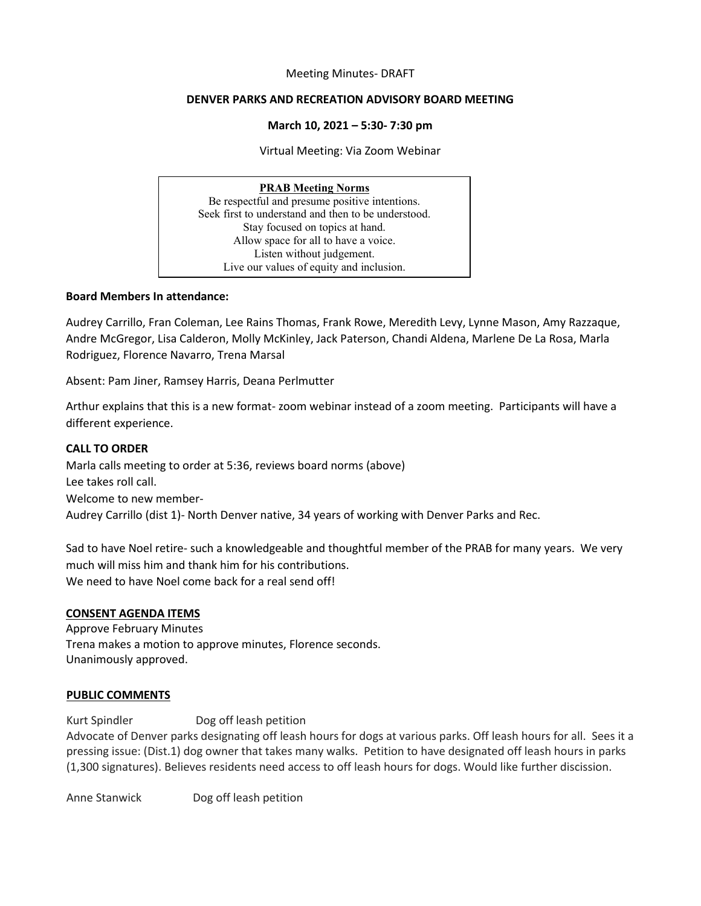Meeting Minutes- DRAFT

**DENVER PARKS AND RECREATION ADVISORY BOARD MEETING**

**March 10, 2021 – 5:30- 7:30 pm**

Virtual Meeting: Via Zoom Webinar

> **PRAB Meeting Norms**
> Be respectful and presume positive intentions.
> Seek first to understand and then to be understood.
> Stay focused on topics at hand.
> Allow space for all to have a voice.
> Listen without judgement.
> Live our values of equity and inclusion.

**Board Members In attendance:**

Audrey Carrillo, Fran Coleman, Lee Rains Thomas, Frank Rowe, Meredith Levy, Lynne Mason, Amy Razzaque, Andre McGregor, Lisa Calderon, Molly McKinley, Jack Paterson, Chandi Aldena, Marlene De La Rosa, Marla Rodriguez, Florence Navarro, Trena Marsal

Absent: Pam Jiner, Ramsey Harris, Deana Perlmutter

Arthur explains that this is a new format- zoom webinar instead of a zoom meeting. Participants will have a different experience.

**CALL TO ORDER**

Marla calls meeting to order at 5:36, reviews board norms (above)
Lee takes roll call.
Welcome to new member-
Audrey Carrillo (dist 1)- North Denver native, 34 years of working with Denver Parks and Rec.

Sad to have Noel retire- such a knowledgeable and thoughtful member of the PRAB for many years. We very much will miss him and thank him for his contributions.
We need to have Noel come back for a real send off!

**CONSENT AGENDA ITEMS**

Approve February Minutes
Trena makes a motion to approve minutes, Florence seconds.
Unanimously approved.

**PUBLIC COMMENTS**

Kurt Spindler    Dog off leash petition

Advocate of Denver parks designating off leash hours for dogs at various parks. Off leash hours for all. Sees it a pressing issue: (Dist.1) dog owner that takes many walks. Petition to have designated off leash hours in parks (1,300 signatures). Believes residents need access to off leash hours for dogs. Would like further discission.

Anne Stanwick    Dog off leash petition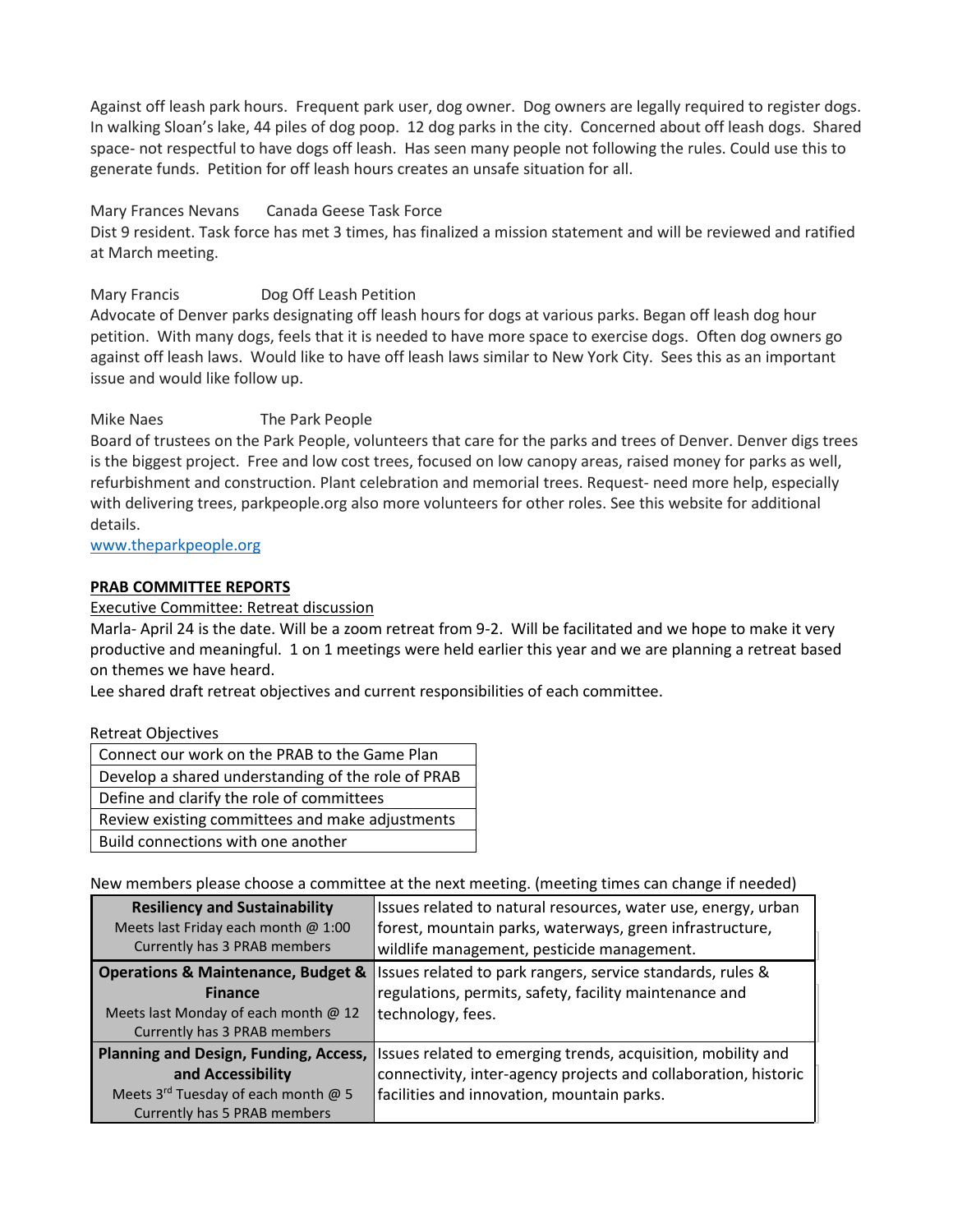Against off leash park hours. Frequent park user, dog owner. Dog owners are legally required to register dogs. In walking Sloan's lake, 44 piles of dog poop. 12 dog parks in the city. Concerned about off leash dogs. Shared space- not respectful to have dogs off leash. Has seen many people not following the rules. Could use this to generate funds. Petition for off leash hours creates an unsafe situation for all.

Mary Frances Nevans Canada Geese Task Force
Dist 9 resident. Task force has met 3 times, has finalized a mission statement and will be reviewed and ratified at March meeting.

Mary Francis Dog Off Leash Petition
Advocate of Denver parks designating off leash hours for dogs at various parks. Began off leash dog hour petition. With many dogs, feels that it is needed to have more space to exercise dogs. Often dog owners go against off leash laws. Would like to have off leash laws similar to New York City. Sees this as an important issue and would like follow up.

Mike Naes The Park People
Board of trustees on the Park People, volunteers that care for the parks and trees of Denver. Denver digs trees is the biggest project. Free and low cost trees, focused on low canopy areas, raised money for parks as well, refurbishment and construction. Plant celebration and memorial trees. Request- need more help, especially with delivering trees, parkpeople.org also more volunteers for other roles. See this website for additional details.
www.theparkpeople.org

**PRAB COMMITTEE REPORTS**

Executive Committee: Retreat discussion

Marla- April 24 is the date. Will be a zoom retreat from 9-2. Will be facilitated and we hope to make it very productive and meaningful. 1 on 1 meetings were held earlier this year and we are planning a retreat based on themes we have heard.

Lee shared draft retreat objectives and current responsibilities of each committee.

| Retreat Objectives |
|---|
| Connect our work on the PRAB to the Game Plan |
| Develop a shared understanding of the role of PRAB |
| Define and clarify the role of committees |
| Review existing committees and make adjustments |
| Build connections with one another |

New members please choose a committee at the next meeting. (meeting times can change if needed)

| Committee | Issues |
|---|---|
| **Resiliency and Sustainability**<br>Meets last Friday each month @ 1:00<br>Currently has 3 PRAB members | Issues related to natural resources, water use, energy, urban forest, mountain parks, waterways, green infrastructure, wildlife management, pesticide management. |
| **Operations & Maintenance, Budget & Finance**<br>Meets last Monday of each month @ 12<br>Currently has 3 PRAB members | Issues related to park rangers, service standards, rules & regulations, permits, safety, facility maintenance and technology, fees. |
| **Planning and Design, Funding, Access, and Accessibility**<br>Meets 3rd Tuesday of each month @ 5<br>Currently has 5 PRAB members | Issues related to emerging trends, acquisition, mobility and connectivity, inter-agency projects and collaboration, historic facilities and innovation, mountain parks. |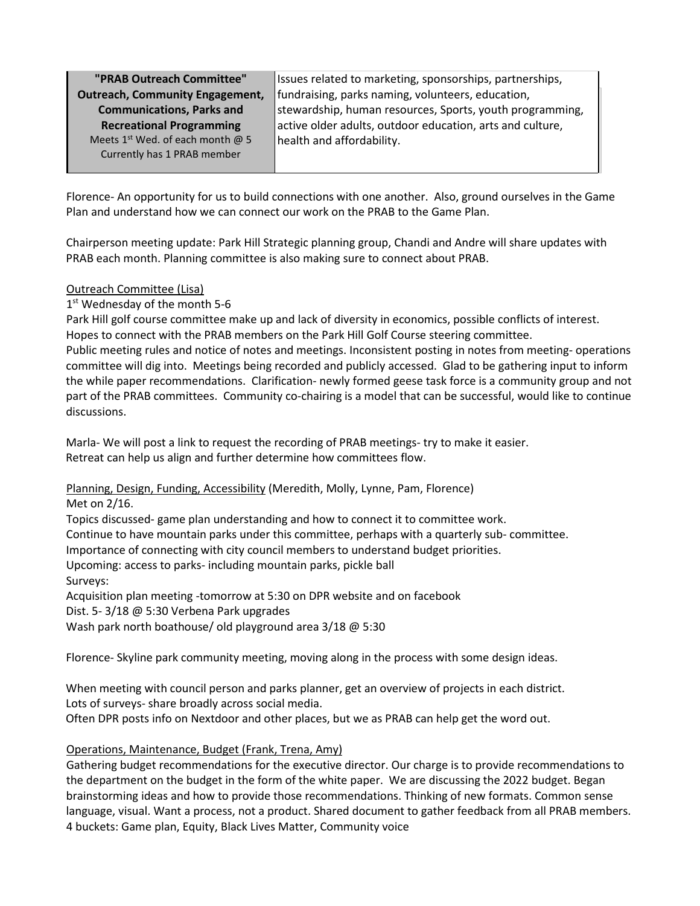| **"PRAB Outreach Committee" Outreach, Community Engagement, Communications, Parks and Recreational Programming** Meets 1st Wed. of each month @ 5 Currently has 1 PRAB member | Issues related to marketing, sponsorships, partnerships, fundraising, parks naming, volunteers, education, stewardship, human resources, Sports, youth programming, active older adults, outdoor education, arts and culture, health and affordability. |
|---|---|

Florence- An opportunity for us to build connections with one another. Also, ground ourselves in the Game Plan and understand how we can connect our work on the PRAB to the Game Plan.

Chairperson meeting update: Park Hill Strategic planning group, Chandi and Andre will share updates with PRAB each month. Planning committee is also making sure to connect about PRAB.

Outreach Committee (Lisa)

1st Wednesday of the month 5-6

Park Hill golf course committee make up and lack of diversity in economics, possible conflicts of interest. Hopes to connect with the PRAB members on the Park Hill Golf Course steering committee.

Public meeting rules and notice of notes and meetings. Inconsistent posting in notes from meeting- operations committee will dig into. Meetings being recorded and publicly accessed. Glad to be gathering input to inform the while paper recommendations. Clarification- newly formed geese task force is a community group and not part of the PRAB committees. Community co-chairing is a model that can be successful, would like to continue discussions.

Marla- We will post a link to request the recording of PRAB meetings- try to make it easier.
Retreat can help us align and further determine how committees flow.

Planning, Design, Funding, Accessibility (Meredith, Molly, Lynne, Pam, Florence)

Met on 2/16.

Topics discussed- game plan understanding and how to connect it to committee work.

Continue to have mountain parks under this committee, perhaps with a quarterly sub- committee.

Importance of connecting with city council members to understand budget priorities.

Upcoming: access to parks- including mountain parks, pickle ball

Surveys:

Acquisition plan meeting -tomorrow at 5:30 on DPR website and on facebook

Dist. 5- 3/18 @ 5:30 Verbena Park upgrades

Wash park north boathouse/ old playground area 3/18 @ 5:30

Florence- Skyline park community meeting, moving along in the process with some design ideas.

When meeting with council person and parks planner, get an overview of projects in each district.
Lots of surveys- share broadly across social media.
Often DPR posts info on Nextdoor and other places, but we as PRAB can help get the word out.

Operations, Maintenance, Budget (Frank, Trena, Amy)

Gathering budget recommendations for the executive director. Our charge is to provide recommendations to the department on the budget in the form of the white paper. We are discussing the 2022 budget. Began brainstorming ideas and how to provide those recommendations. Thinking of new formats. Common sense language, visual. Want a process, not a product. Shared document to gather feedback from all PRAB members.
4 buckets: Game plan, Equity, Black Lives Matter, Community voice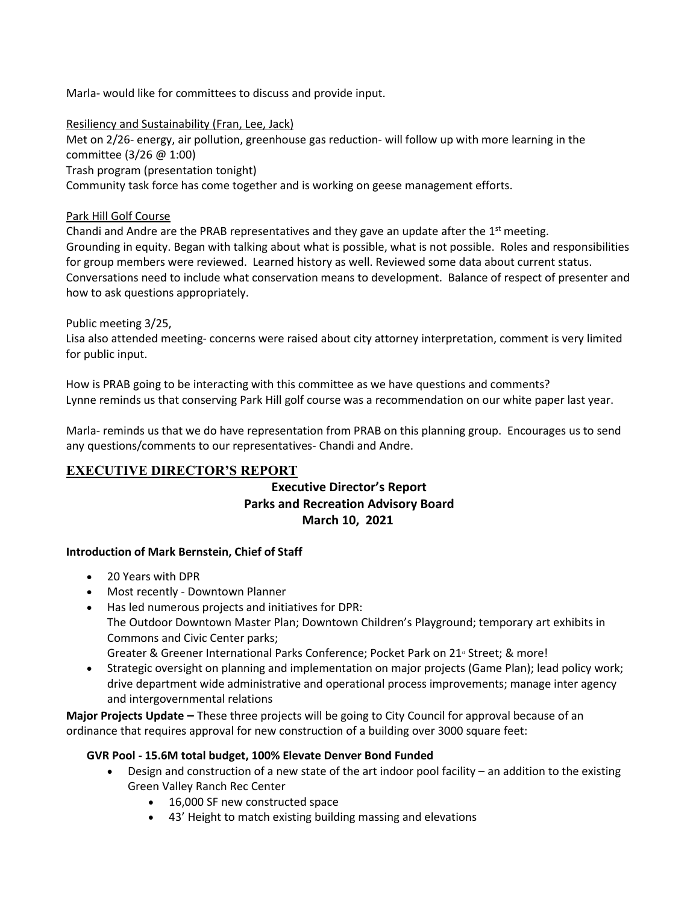Marla- would like for committees to discuss and provide input.

Resiliency and Sustainability (Fran, Lee, Jack)

Met on 2/26- energy, air pollution, greenhouse gas reduction- will follow up with more learning in the committee (3/26 @ 1:00)

Trash program (presentation tonight)

Community task force has come together and is working on geese management efforts.

Park Hill Golf Course

Chandi and Andre are the PRAB representatives and they gave an update after the 1st meeting. Grounding in equity. Began with talking about what is possible, what is not possible. Roles and responsibilities for group members were reviewed. Learned history as well. Reviewed some data about current status. Conversations need to include what conservation means to development. Balance of respect of presenter and how to ask questions appropriately.

Public meeting 3/25,

Lisa also attended meeting- concerns were raised about city attorney interpretation, comment is very limited for public input.

How is PRAB going to be interacting with this committee as we have questions and comments?

Lynne reminds us that conserving Park Hill golf course was a recommendation on our white paper last year.

Marla- reminds us that we do have representation from PRAB on this planning group. Encourages us to send any questions/comments to our representatives- Chandi and Andre.

## EXECUTIVE DIRECTOR'S REPORT

**Executive Director's Report**
**Parks and Recreation Advisory Board**
**March 10, 2021**

**Introduction of Mark Bernstein, Chief of Staff**

- 20 Years with DPR
- Most recently - Downtown Planner
- Has led numerous projects and initiatives for DPR:
  The Outdoor Downtown Master Plan; Downtown Children's Playground; temporary art exhibits in Commons and Civic Center parks;
  Greater & Greener International Parks Conference; Pocket Park on 21st Street; & more!
- Strategic oversight on planning and implementation on major projects (Game Plan); lead policy work; drive department wide administrative and operational process improvements; manage inter agency and intergovernmental relations

**Major Projects Update –** These three projects will be going to City Council for approval because of an ordinance that requires approval for new construction of a building over 3000 square feet:

**GVR Pool - 15.6M total budget, 100% Elevate Denver Bond Funded**

- Design and construction of a new state of the art indoor pool facility – an addition to the existing Green Valley Ranch Rec Center
  - 16,000 SF new constructed space
  - 43' Height to match existing building massing and elevations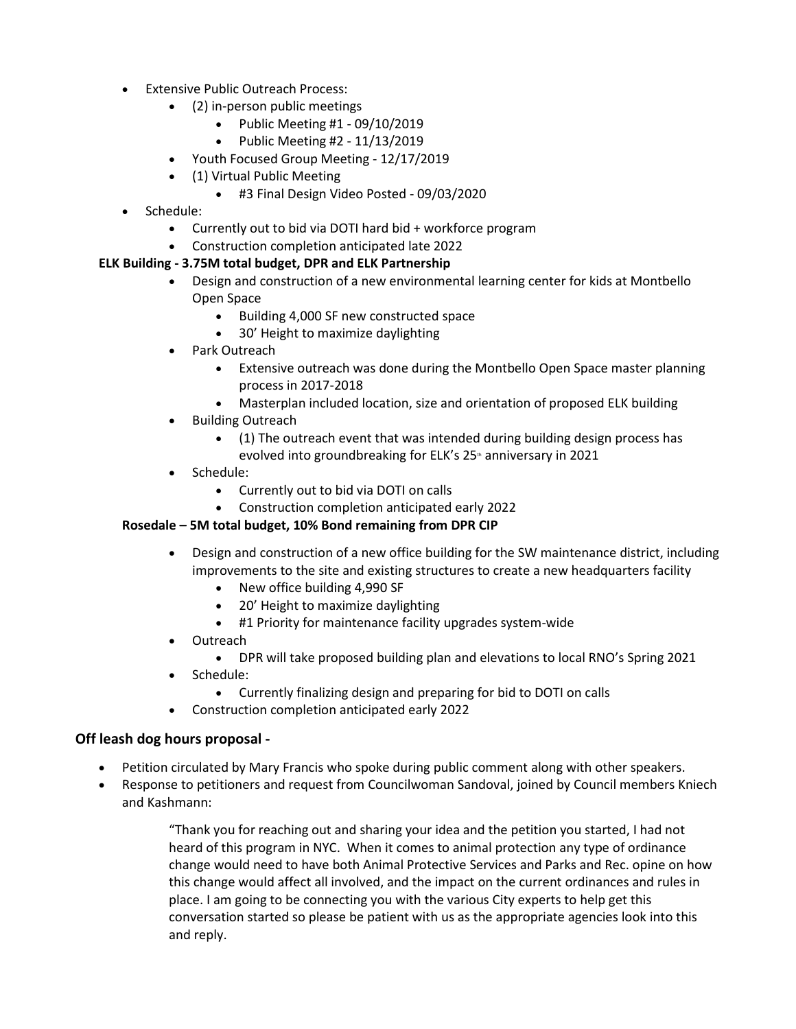- Extensive Public Outreach Process:
  - (2) in-person public meetings
    - Public Meeting #1 - 09/10/2019
    - Public Meeting #2 - 11/13/2019
  - Youth Focused Group Meeting - 12/17/2019
  - (1) Virtual Public Meeting
    - #3 Final Design Video Posted - 09/03/2020
- Schedule:
  - Currently out to bid via DOTI hard bid + workforce program
  - Construction completion anticipated late 2022

**ELK Building - 3.75M total budget, DPR and ELK Partnership**

- Design and construction of a new environmental learning center for kids at Montbello Open Space
  - Building 4,000 SF new constructed space
  - 30' Height to maximize daylighting
- Park Outreach
  - Extensive outreach was done during the Montbello Open Space master planning process in 2017-2018
  - Masterplan included location, size and orientation of proposed ELK building
- Building Outreach
  - (1) The outreach event that was intended during building design process has evolved into groundbreaking for ELK's 25th anniversary in 2021
- Schedule:
  - Currently out to bid via DOTI on calls
  - Construction completion anticipated early 2022

**Rosedale – 5M total budget, 10% Bond remaining from DPR CIP**

- Design and construction of a new office building for the SW maintenance district, including improvements to the site and existing structures to create a new headquarters facility
  - New office building 4,990 SF
  - 20' Height to maximize daylighting
  - #1 Priority for maintenance facility upgrades system-wide
- Outreach
  - DPR will take proposed building plan and elevations to local RNO's Spring 2021
- Schedule:
  - Currently finalizing design and preparing for bid to DOTI on calls
- Construction completion anticipated early 2022

### Off leash dog hours proposal -

- Petition circulated by Mary Francis who spoke during public comment along with other speakers.
- Response to petitioners and request from Councilwoman Sandoval, joined by Council members Kniech and Kashmann:

  > "Thank you for reaching out and sharing your idea and the petition you started, I had not heard of this program in NYC. When it comes to animal protection any type of ordinance change would need to have both Animal Protective Services and Parks and Rec. opine on how this change would affect all involved, and the impact on the current ordinances and rules in place. I am going to be connecting you with the various City experts to help get this conversation started so please be patient with us as the appropriate agencies look into this and reply.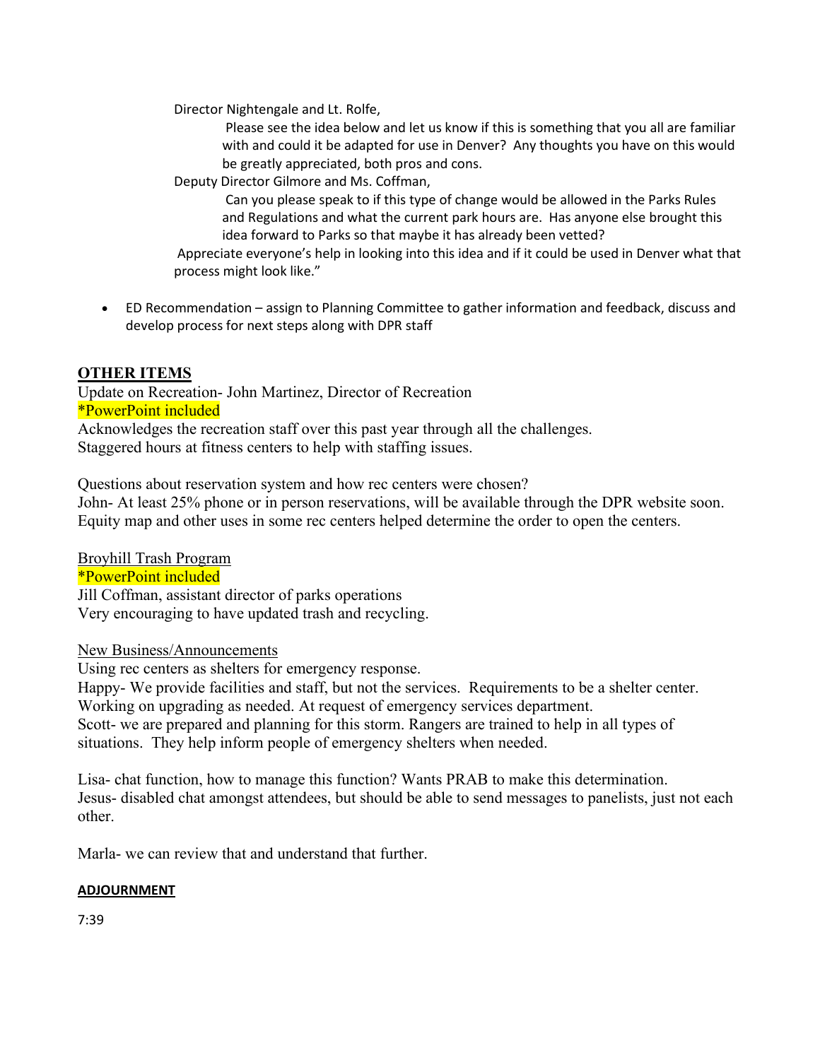Director Nightengale and Lt. Rolfe,

Please see the idea below and let us know if this is something that you all are familiar with and could it be adapted for use in Denver? Any thoughts you have on this would be greatly appreciated, both pros and cons.

Deputy Director Gilmore and Ms. Coffman,

Can you please speak to if this type of change would be allowed in the Parks Rules and Regulations and what the current park hours are. Has anyone else brought this idea forward to Parks so that maybe it has already been vetted?

Appreciate everyone's help in looking into this idea and if it could be used in Denver what that process might look like."

- ED Recommendation – assign to Planning Committee to gather information and feedback, discuss and develop process for next steps along with DPR staff

## OTHER ITEMS

Update on Recreation- John Martinez, Director of Recreation
*PowerPoint included
Acknowledges the recreation staff over this past year through all the challenges.
Staggered hours at fitness centers to help with staffing issues.

Questions about reservation system and how rec centers were chosen?
John- At least 25% phone or in person reservations, will be available through the DPR website soon.
Equity map and other uses in some rec centers helped determine the order to open the centers.

Broyhill Trash Program
*PowerPoint included
Jill Coffman, assistant director of parks operations
Very encouraging to have updated trash and recycling.

New Business/Announcements
Using rec centers as shelters for emergency response.
Happy- We provide facilities and staff, but not the services. Requirements to be a shelter center. Working on upgrading as needed. At request of emergency services department.
Scott- we are prepared and planning for this storm. Rangers are trained to help in all types of situations. They help inform people of emergency shelters when needed.

Lisa- chat function, how to manage this function? Wants PRAB to make this determination.
Jesus- disabled chat amongst attendees, but should be able to send messages to panelists, just not each other.

Marla- we can review that and understand that further.

**ADJOURNMENT**

7:39